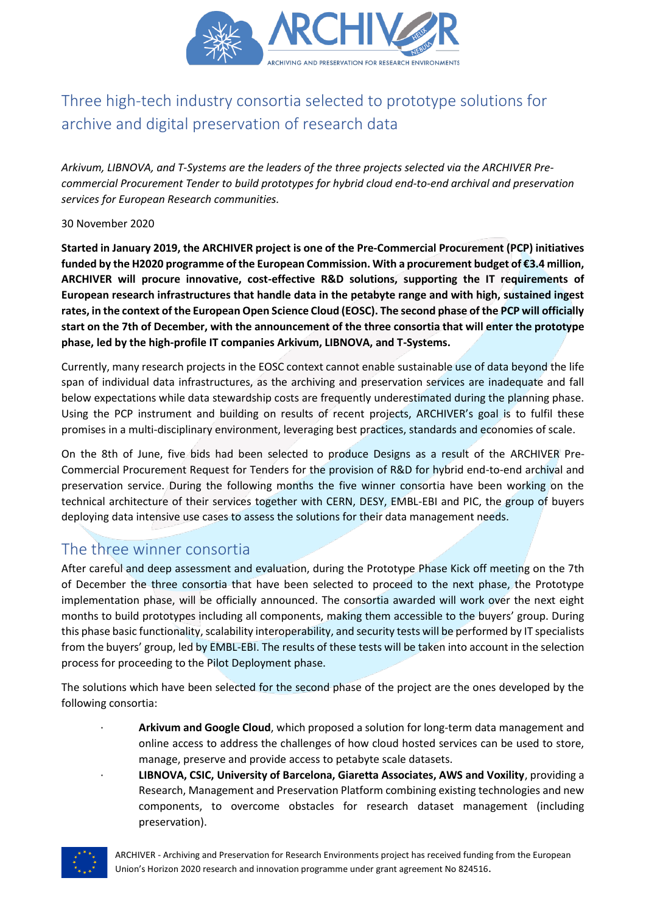# Three high-tech industry consortia selected to prototype solutions for archive and digital preservation of research data

*Arkivum, LIBNOVA, and T-Systems are the leaders of the three projects selected via the ARCHIVER Pre-commercial Procurement Tender to build prototypes for hybrid cloud end-to-end archival and preservation services for European Research communities.*

30 November 2020

**Started in January 2019, the ARCHIVER project is one of the Pre-Commercial Procurement (PCP) initiatives funded by the H2020 programme of the European Commission. With a procurement budget of €3.4 million, ARCHIVER will procure innovative, cost-effective R&D solutions, supporting the IT requirements of European research infrastructures that handle data in the petabyte range and with high, sustained ingest rates, in the context of the European Open Science Cloud (EOSC). The second phase of the PCP will officially start on the 7th of December, with the announcement of the three consortia that will enter the prototype phase, led by the high-profile IT companies Arkivum, LIBNOVA, and T-Systems.**

Currently, many research projects in the EOSC context cannot enable sustainable use of data beyond the life span of individual data infrastructures, as the archiving and preservation services are inadequate and fall below expectations while data stewardship costs are frequently underestimated during the planning phase. Using the PCP instrument and building on results of recent projects, ARCHIVER's goal is to fulfil these promises in a multi-disciplinary environment, leveraging best practices, standards and economies of scale.

On the 8th of June, five bids had been selected to produce Designs as a result of the ARCHIVER Pre-Commercial Procurement Request for Tenders for the provision of R&D for hybrid end-to-end archival and preservation service. During the following months the five winner consortia have been working on the technical architecture of their services together with CERN, DESY, EMBL-EBI and PIC, the group of buyers deploying data intensive use cases to assess the solutions for their data management needs.

## The three winner consortia

After careful and deep assessment and evaluation, during the Prototype Phase Kick off meeting on the 7th of December the three consortia that have been selected to proceed to the next phase, the Prototype implementation phase, will be officially announced. The consortia awarded will work over the next eight months to build prototypes including all components, making them accessible to the buyers' group. During this phase basic functionality, scalability interoperability, and security tests will be performed by IT specialists from the buyers' group, led by EMBL-EBI. The results of these tests will be taken into account in the selection process for proceeding to the Pilot Deployment phase.

The solutions which have been selected for the second phase of the project are the ones developed by the following consortia:

- **Arkivum and Google Cloud**, which proposed a solution for long-term data management and online access to address the challenges of how cloud hosted services can be used to store, manage, preserve and provide access to petabyte scale datasets.
- **LIBNOVA, CSIC, University of Barcelona, Giaretta Associates, AWS and Voxility**, providing a Research, Management and Preservation Platform combining existing technologies and new components, to overcome obstacles for research dataset management (including preservation).

ARCHIVER - Archiving and Preservation for Research Environments project has received funding from the European Union's Horizon 2020 research and innovation programme under grant agreement No 824516.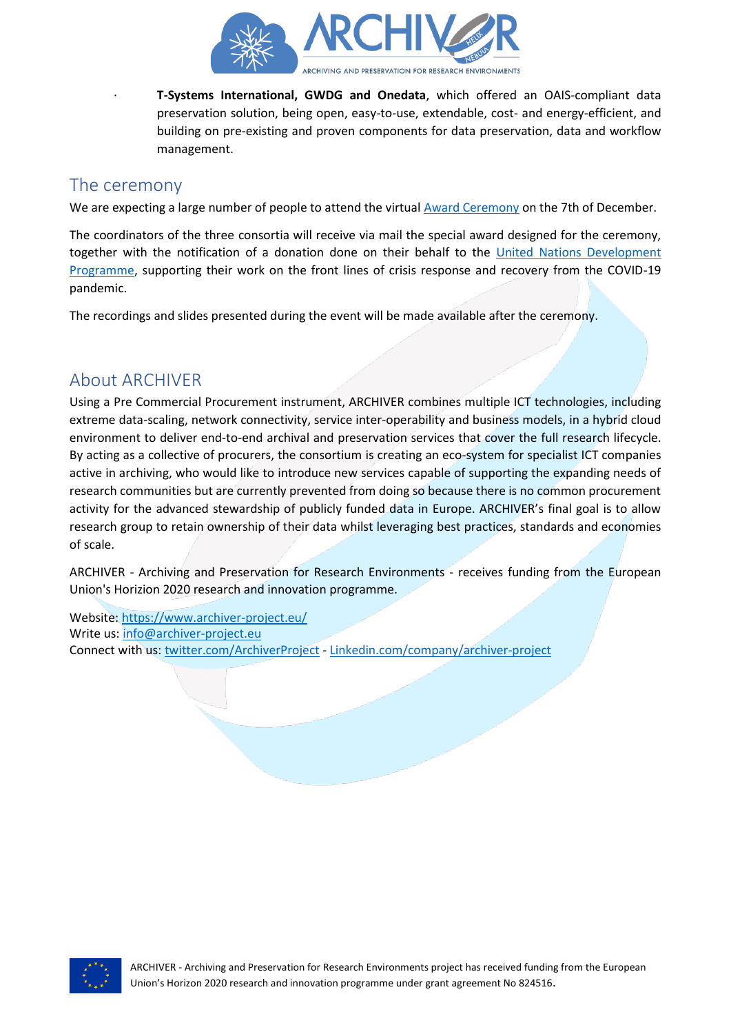- **T-Systems International, GWDG and Onedata**, which offered an OAIS-compliant data preservation solution, being open, easy-to-use, extendable, cost- and energy-efficient, and building on pre-existing and proven components for data preservation, data and workflow management.

## The ceremony

We are expecting a large number of people to attend the virtual Award Ceremony on the 7th of December.

The coordinators of the three consortia will receive via mail the special award designed for the ceremony, together with the notification of a donation done on their behalf to the United Nations Development Programme, supporting their work on the front lines of crisis response and recovery from the COVID-19 pandemic.

The recordings and slides presented during the event will be made available after the ceremony.

## About ARCHIVER

Using a Pre Commercial Procurement instrument, ARCHIVER combines multiple ICT technologies, including extreme data-scaling, network connectivity, service inter-operability and business models, in a hybrid cloud environment to deliver end-to-end archival and preservation services that cover the full research lifecycle. By acting as a collective of procurers, the consortium is creating an eco-system for specialist ICT companies active in archiving, who would like to introduce new services capable of supporting the expanding needs of research communities but are currently prevented from doing so because there is no common procurement activity for the advanced stewardship of publicly funded data in Europe. ARCHIVER's final goal is to allow research group to retain ownership of their data whilst leveraging best practices, standards and economies of scale.

ARCHIVER - Archiving and Preservation for Research Environments - receives funding from the European Union's Horizon 2020 research and innovation programme.

Website: https://www.archiver-project.eu/
Write us: info@archiver-project.eu
Connect with us: twitter.com/ArchiverProject - Linkedin.com/company/archiver-project

ARCHIVER - Archiving and Preservation for Research Environments project has received funding from the European Union's Horizon 2020 research and innovation programme under grant agreement No 824516.